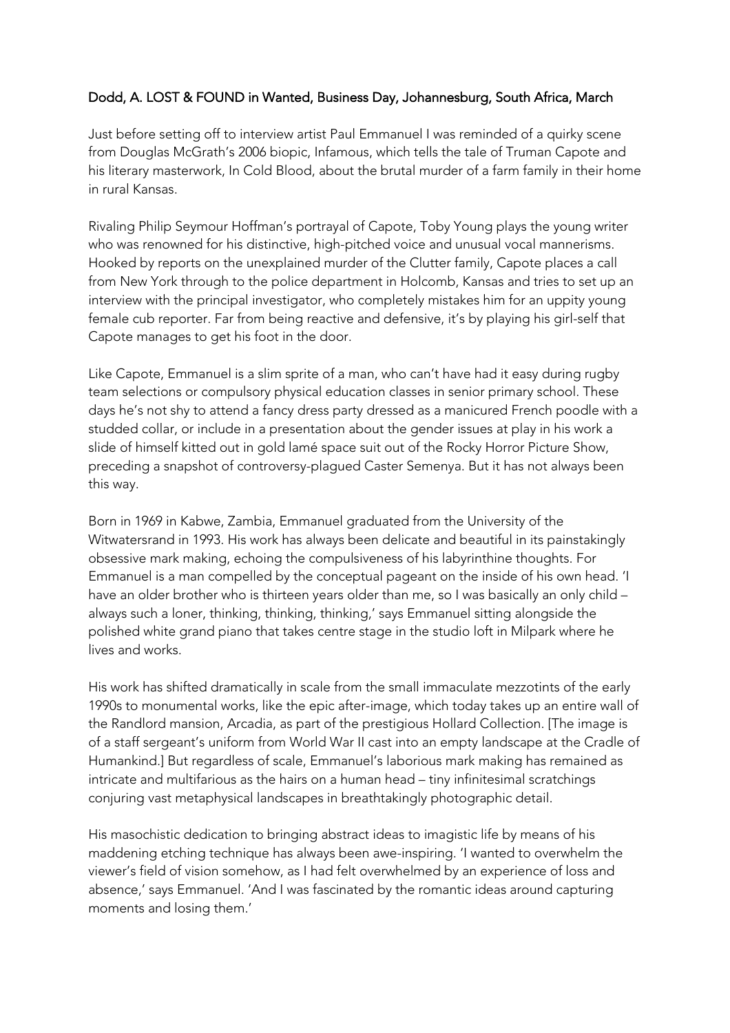Dodd, A. LOST & FOUND in Wanted, Business Day, Johannesburg, South Africa, March

Just before setting off to interview artist Paul Emmanuel I was reminded of a quirky scene from Douglas McGrath's 2006 biopic, Infamous, which tells the tale of Truman Capote and his literary masterwork, In Cold Blood, about the brutal murder of a farm family in their home in rural Kansas.

Rivaling Philip Seymour Hoffman's portrayal of Capote, Toby Young plays the young writer who was renowned for his distinctive, high-pitched voice and unusual vocal mannerisms. Hooked by reports on the unexplained murder of the Clutter family, Capote places a call from New York through to the police department in Holcomb, Kansas and tries to set up an interview with the principal investigator, who completely mistakes him for an uppity young female cub reporter. Far from being reactive and defensive, it's by playing his girl-self that Capote manages to get his foot in the door.

Like Capote, Emmanuel is a slim sprite of a man, who can't have had it easy during rugby team selections or compulsory physical education classes in senior primary school. These days he's not shy to attend a fancy dress party dressed as a manicured French poodle with a studded collar, or include in a presentation about the gender issues at play in his work a slide of himself kitted out in gold lamé space suit out of the Rocky Horror Picture Show, preceding a snapshot of controversy-plagued Caster Semenya. But it has not always been this way.

Born in 1969 in Kabwe, Zambia, Emmanuel graduated from the University of the Witwatersrand in 1993. His work has always been delicate and beautiful in its painstakingly obsessive mark making, echoing the compulsiveness of his labyrinthine thoughts. For Emmanuel is a man compelled by the conceptual pageant on the inside of his own head. 'I have an older brother who is thirteen years older than me, so I was basically an only child – always such a loner, thinking, thinking, thinking,' says Emmanuel sitting alongside the polished white grand piano that takes centre stage in the studio loft in Milpark where he lives and works.

His work has shifted dramatically in scale from the small immaculate mezzotints of the early 1990s to monumental works, like the epic after-image, which today takes up an entire wall of the Randlord mansion, Arcadia, as part of the prestigious Hollard Collection. [The image is of a staff sergeant's uniform from World War II cast into an empty landscape at the Cradle of Humankind.] But regardless of scale, Emmanuel's laborious mark making has remained as intricate and multifarious as the hairs on a human head – tiny infinitesimal scratchings conjuring vast metaphysical landscapes in breathtakingly photographic detail.

His masochistic dedication to bringing abstract ideas to imagistic life by means of his maddening etching technique has always been awe-inspiring. 'I wanted to overwhelm the viewer's field of vision somehow, as I had felt overwhelmed by an experience of loss and absence,' says Emmanuel. 'And I was fascinated by the romantic ideas around capturing moments and losing them.'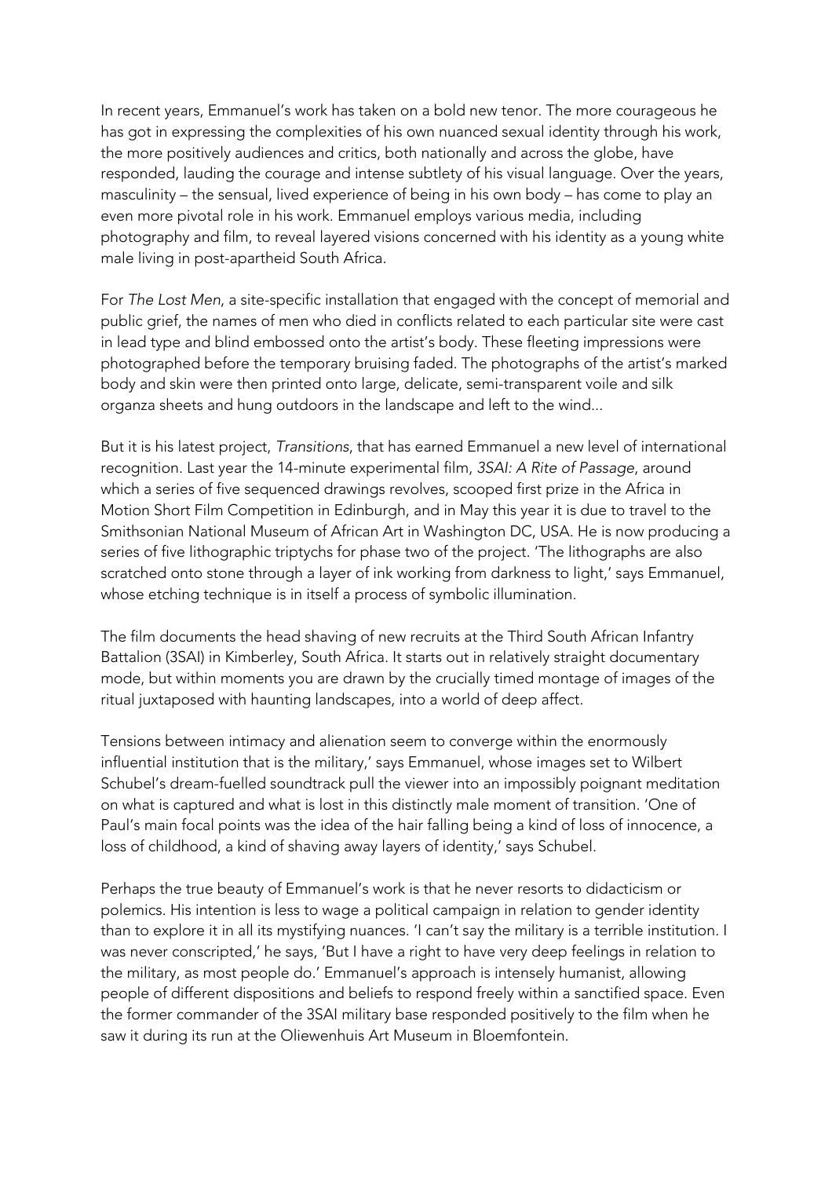In recent years, Emmanuel's work has taken on a bold new tenor. The more courageous he has got in expressing the complexities of his own nuanced sexual identity through his work, the more positively audiences and critics, both nationally and across the globe, have responded, lauding the courage and intense subtlety of his visual language. Over the years, masculinity – the sensual, lived experience of being in his own body – has come to play an even more pivotal role in his work. Emmanuel employs various media, including photography and film, to reveal layered visions concerned with his identity as a young white male living in post-apartheid South Africa.

For *The Lost Men*, a site-specific installation that engaged with the concept of memorial and public grief, the names of men who died in conflicts related to each particular site were cast in lead type and blind embossed onto the artist's body. These fleeting impressions were photographed before the temporary bruising faded. The photographs of the artist's marked body and skin were then printed onto large, delicate, semi-transparent voile and silk organza sheets and hung outdoors in the landscape and left to the wind...

But it is his latest project, *Transitions*, that has earned Emmanuel a new level of international recognition. Last year the 14-minute experimental film, *3SAI: A Rite of Passage*, around which a series of five sequenced drawings revolves, scooped first prize in the Africa in Motion Short Film Competition in Edinburgh, and in May this year it is due to travel to the Smithsonian National Museum of African Art in Washington DC, USA. He is now producing a series of five lithographic triptychs for phase two of the project. 'The lithographs are also scratched onto stone through a layer of ink working from darkness to light,' says Emmanuel, whose etching technique is in itself a process of symbolic illumination.

The film documents the head shaving of new recruits at the Third South African Infantry Battalion (3SAI) in Kimberley, South Africa. It starts out in relatively straight documentary mode, but within moments you are drawn by the crucially timed montage of images of the ritual juxtaposed with haunting landscapes, into a world of deep affect.

Tensions between intimacy and alienation seem to converge within the enormously influential institution that is the military,' says Emmanuel, whose images set to Wilbert Schubel's dream-fuelled soundtrack pull the viewer into an impossibly poignant meditation on what is captured and what is lost in this distinctly male moment of transition. 'One of Paul's main focal points was the idea of the hair falling being a kind of loss of innocence, a loss of childhood, a kind of shaving away layers of identity,' says Schubel.

Perhaps the true beauty of Emmanuel's work is that he never resorts to didacticism or polemics. His intention is less to wage a political campaign in relation to gender identity than to explore it in all its mystifying nuances. 'I can't say the military is a terrible institution. I was never conscripted,' he says, 'But I have a right to have very deep feelings in relation to the military, as most people do.' Emmanuel's approach is intensely humanist, allowing people of different dispositions and beliefs to respond freely within a sanctified space. Even the former commander of the 3SAI military base responded positively to the film when he saw it during its run at the Oliewenhuis Art Museum in Bloemfontein.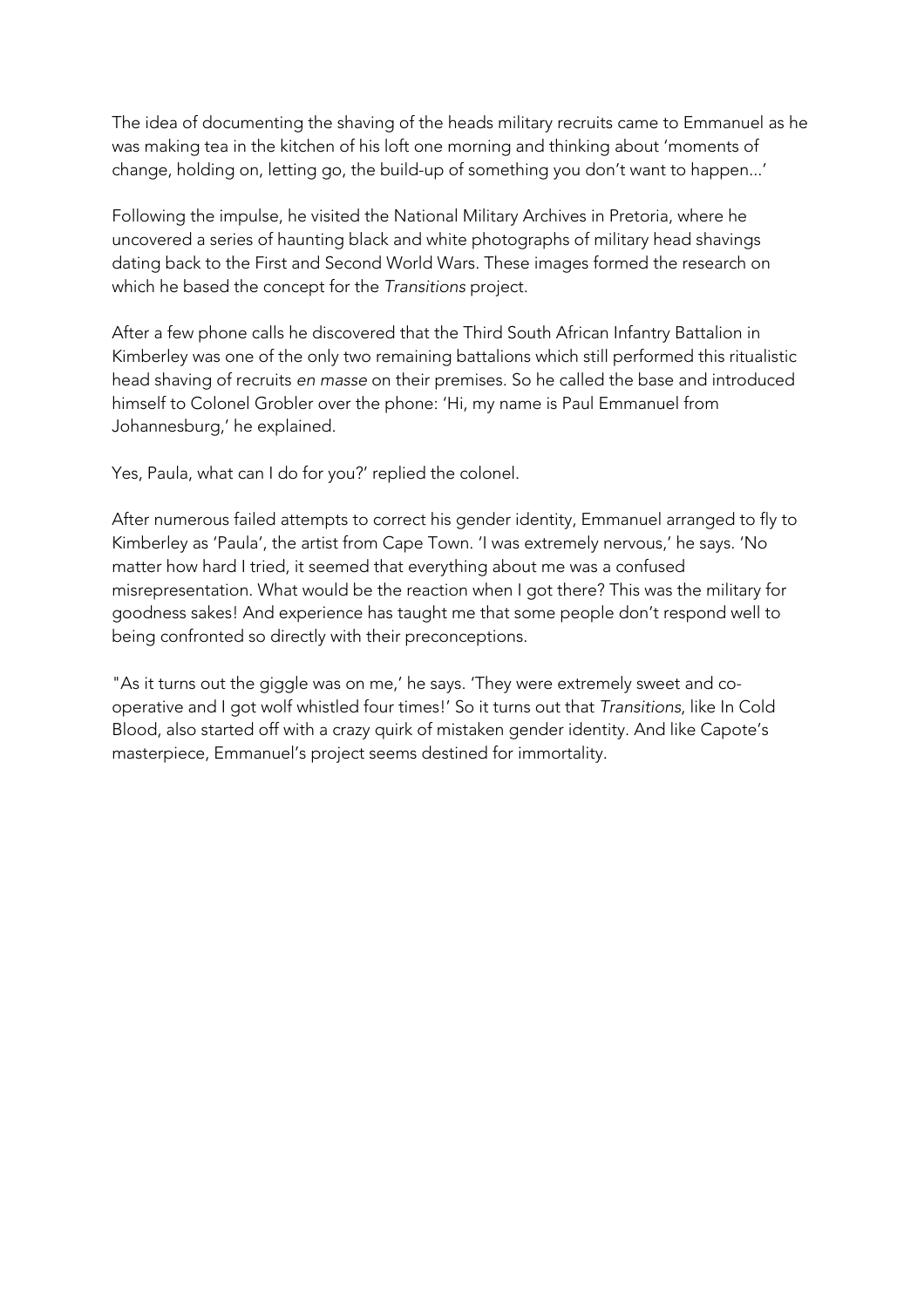The idea of documenting the shaving of the heads military recruits came to Emmanuel as he was making tea in the kitchen of his loft one morning and thinking about 'moments of change, holding on, letting go, the build-up of something you don't want to happen...'

Following the impulse, he visited the National Military Archives in Pretoria, where he uncovered a series of haunting black and white photographs of military head shavings dating back to the First and Second World Wars. These images formed the research on which he based the concept for the *Transitions* project.

After a few phone calls he discovered that the Third South African Infantry Battalion in Kimberley was one of the only two remaining battalions which still performed this ritualistic head shaving of recruits *en masse* on their premises. So he called the base and introduced himself to Colonel Grobler over the phone: 'Hi, my name is Paul Emmanuel from Johannesburg,' he explained.

Yes, Paula, what can I do for you?' replied the colonel.

After numerous failed attempts to correct his gender identity, Emmanuel arranged to fly to Kimberley as 'Paula', the artist from Cape Town. 'I was extremely nervous,' he says. 'No matter how hard I tried, it seemed that everything about me was a confused misrepresentation. What would be the reaction when I got there? This was the military for goodness sakes! And experience has taught me that some people don't respond well to being confronted so directly with their preconceptions.

"As it turns out the giggle was on me,' he says. 'They were extremely sweet and co-operative and I got wolf whistled four times!' So it turns out that *Transitions*, like In Cold Blood, also started off with a crazy quirk of mistaken gender identity. And like Capote's masterpiece, Emmanuel's project seems destined for immortality.